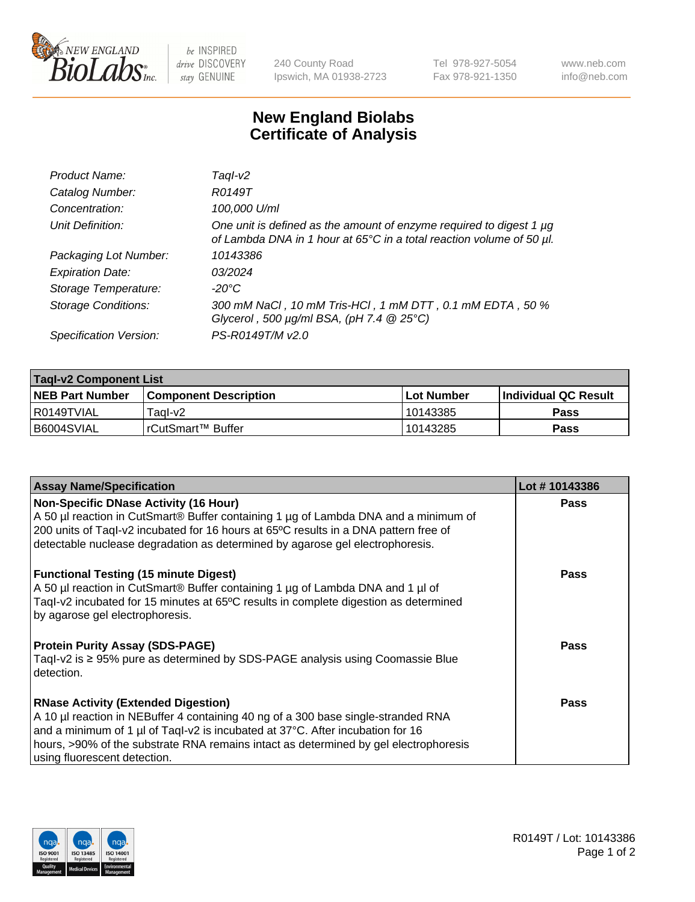New England BioLabs Inc. — be INSPIRED drive DISCOVERY stay GENUINE

240 County Road
Ipswich, MA 01938-2723

Tel 978-927-5054
Fax 978-921-1350

www.neb.com
info@neb.com

# New England Biolabs
# Certificate of Analysis

| | |
|---|---|
| *Product Name:* | *TaqI-v2* |
| *Catalog Number:* | *R0149T* |
| *Concentration:* | *100,000 U/ml* |
| *Unit Definition:* | *One unit is defined as the amount of enzyme required to digest 1 µg of Lambda DNA in 1 hour at 65°C in a total reaction volume of 50 µl.* |
| *Packaging Lot Number:* | *10143386* |
| *Expiration Date:* | *03/2024* |
| *Storage Temperature:* | *-20°C* |
| *Storage Conditions:* | *300 mM NaCl , 10 mM Tris-HCl , 1 mM DTT , 0.1 mM EDTA , 50 % Glycerol , 500 µg/ml BSA, (pH 7.4 @ 25°C)* |
| *Specification Version:* | *PS-R0149T/M v2.0* |

| TaqI-v2 Component List | | | |
|---|---|---|---|
| **NEB Part Number** | **Component Description** | **Lot Number** | **Individual QC Result** |
| R0149TVIAL | TaqI-v2 | 10143385 | **Pass** |
| B6004SVIAL | rCutSmart™ Buffer | 10143285 | **Pass** |

| Assay Name/Specification | Lot # 10143386 |
|---|---|
| **Non-Specific DNase Activity (16 Hour)**<br>A 50 µl reaction in CutSmart® Buffer containing 1 µg of Lambda DNA and a minimum of 200 units of TaqI-v2 incubated for 16 hours at 65ºC results in a DNA pattern free of detectable nuclease degradation as determined by agarose gel electrophoresis. | **Pass** |
| **Functional Testing (15 minute Digest)**<br>A 50 µl reaction in CutSmart® Buffer containing 1 µg of Lambda DNA and 1 µl of TaqI-v2 incubated for 15 minutes at 65ºC results in complete digestion as determined by agarose gel electrophoresis. | **Pass** |
| **Protein Purity Assay (SDS-PAGE)**<br>TaqI-v2 is ≥ 95% pure as determined by SDS-PAGE analysis using Coomassie Blue detection. | **Pass** |
| **RNase Activity (Extended Digestion)**<br>A 10 µl reaction in NEBuffer 4 containing 40 ng of a 300 base single-stranded RNA and a minimum of 1 µl of TaqI-v2 is incubated at 37°C. After incubation for 16 hours, >90% of the substrate RNA remains intact as determined by gel electrophoresis using fluorescent detection. | **Pass** |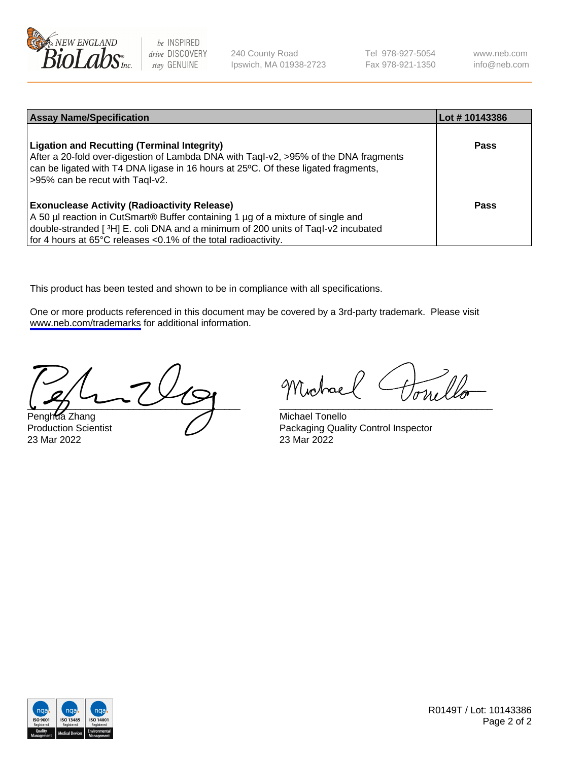| Assay Name/Specification | Lot # 10143386 |
|---|---|
| **Ligation and Recutting (Terminal Integrity)**<br>After a 20-fold over-digestion of Lambda DNA with TaqI-v2, >95% of the DNA fragments can be ligated with T4 DNA ligase in 16 hours at 25ºC. Of these ligated fragments, >95% can be recut with TaqI-v2. | **Pass** |
| **Exonuclease Activity (Radioactivity Release)**<br>A 50 µl reaction in CutSmart® Buffer containing 1 µg of a mixture of single and double-stranded [ $^3$H] E. coli DNA and a minimum of 200 units of TaqI-v2 incubated for 4 hours at 65°C releases <0.1% of the total radioactivity. | **Pass** |

This product has been tested and shown to be in compliance with all specifications.

One or more products referenced in this document may be covered by a 3rd-party trademark. Please visit www.neb.com/trademarks for additional information.

Penghua Zhang
Production Scientist
23 Mar 2022

Michael Tonello
Packaging Quality Control Inspector
23 Mar 2022

R0149T / Lot: 10143386